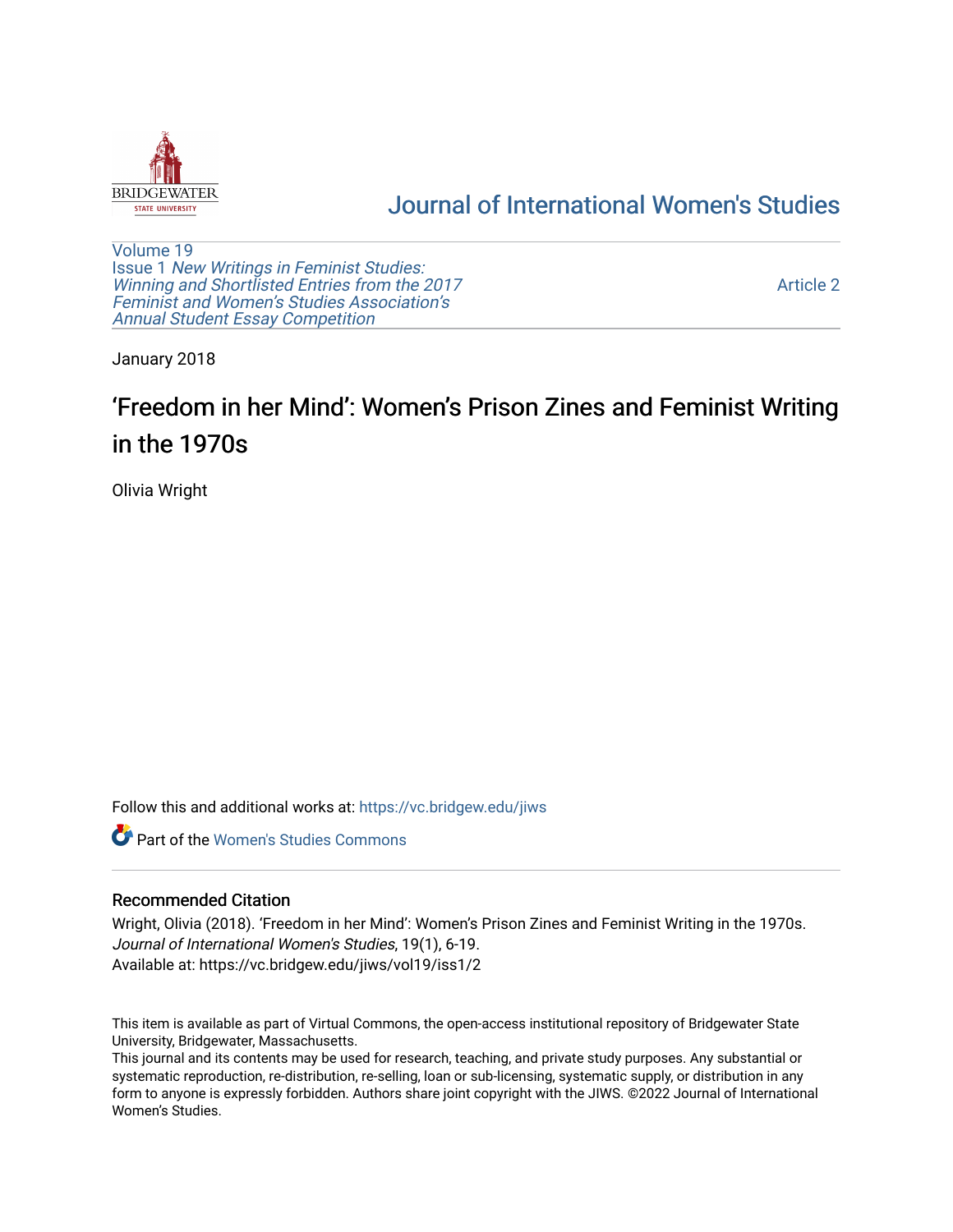# Journal of International Women's Studies

Volume 19
Issue 1 *New Writings in Feminist Studies: Winning and Shortlisted Entries from the 2017 Feminist and Women's Studies Association's Annual Student Essay Competition*

Article 2

January 2018

# 'Freedom in her Mind': Women's Prison Zines and Feminist Writing in the 1970s

Olivia Wright

Follow this and additional works at: https://vc.bridgew.edu/jiws

Part of the Women's Studies Commons

## Recommended Citation

Wright, Olivia (2018). 'Freedom in her Mind': Women's Prison Zines and Feminist Writing in the 1970s. *Journal of International Women's Studies*, 19(1), 6-19.
Available at: https://vc.bridgew.edu/jiws/vol19/iss1/2

This item is available as part of Virtual Commons, the open-access institutional repository of Bridgewater State University, Bridgewater, Massachusetts.
This journal and its contents may be used for research, teaching, and private study purposes. Any substantial or systematic reproduction, re-distribution, re-selling, loan or sub-licensing, systematic supply, or distribution in any form to anyone is expressly forbidden. Authors share joint copyright with the JIWS. ©2022 Journal of International Women's Studies.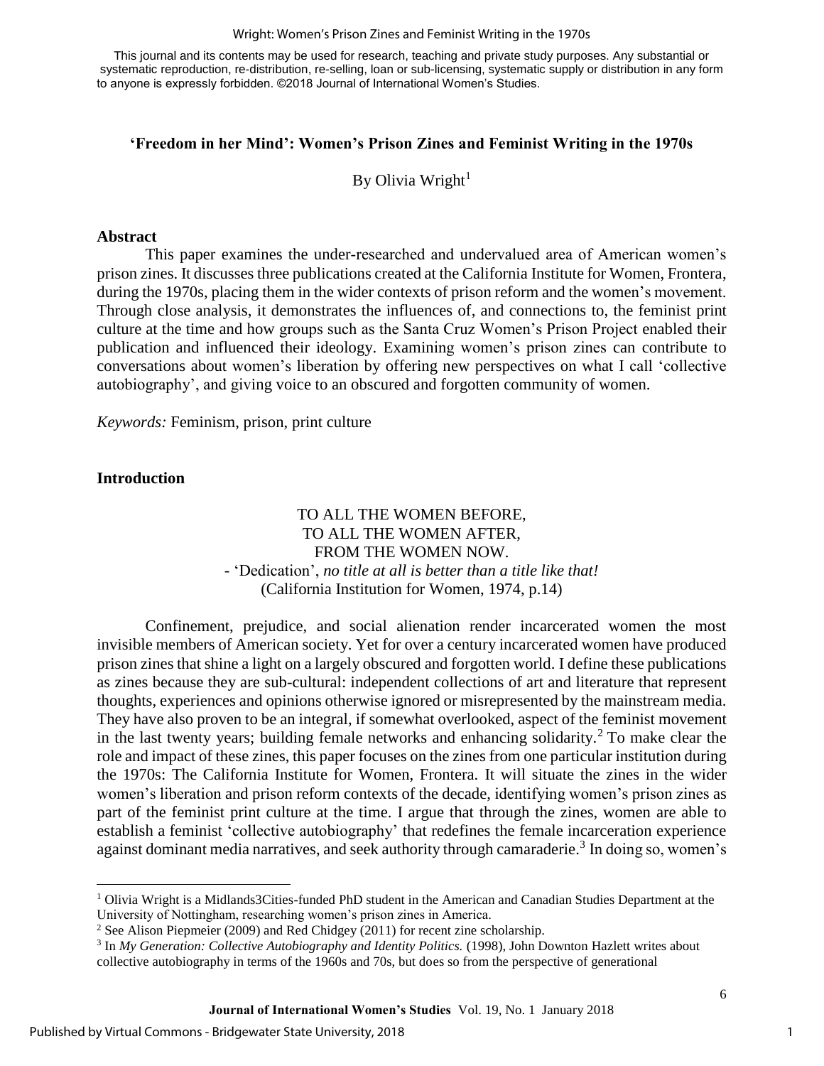**'Freedom in her Mind': Women's Prison Zines and Feminist Writing in the 1970s**

By Olivia Wright[1]

## Abstract

This paper examines the under-researched and undervalued area of American women's prison zines. It discusses three publications created at the California Institute for Women, Frontera, during the 1970s, placing them in the wider contexts of prison reform and the women's movement. Through close analysis, it demonstrates the influences of, and connections to, the feminist print culture at the time and how groups such as the Santa Cruz Women's Prison Project enabled their publication and influenced their ideology. Examining women's prison zines can contribute to conversations about women's liberation by offering new perspectives on what I call 'collective autobiography', and giving voice to an obscured and forgotten community of women.

*Keywords:* Feminism, prison, print culture

## Introduction

TO ALL THE WOMEN BEFORE,
TO ALL THE WOMEN AFTER,
FROM THE WOMEN NOW.
- 'Dedication', *no title at all is better than a title like that!*
(California Institution for Women, 1974, p.14)

Confinement, prejudice, and social alienation render incarcerated women the most invisible members of American society. Yet for over a century incarcerated women have produced prison zines that shine a light on a largely obscured and forgotten world. I define these publications as zines because they are sub-cultural: independent collections of art and literature that represent thoughts, experiences and opinions otherwise ignored or misrepresented by the mainstream media. They have also proven to be an integral, if somewhat overlooked, aspect of the feminist movement in the last twenty years; building female networks and enhancing solidarity.[2] To make clear the role and impact of these zines, this paper focuses on the zines from one particular institution during the 1970s: The California Institute for Women, Frontera. It will situate the zines in the wider women's liberation and prison reform contexts of the decade, identifying women's prison zines as part of the feminist print culture at the time. I argue that through the zines, women are able to establish a feminist 'collective autobiography' that redefines the female incarceration experience against dominant media narratives, and seek authority through camaraderie.[3] In doing so, women's

---

[1] Olivia Wright is a Midlands3Cities-funded PhD student in the American and Canadian Studies Department at the University of Nottingham, researching women's prison zines in America.

[2] See Alison Piepmeier (2009) and Red Chidgey (2011) for recent zine scholarship.

[3] In *My Generation: Collective Autobiography and Identity Politics.* (1998), John Downton Hazlett writes about collective autobiography in terms of the 1960s and 70s, but does so from the perspective of generational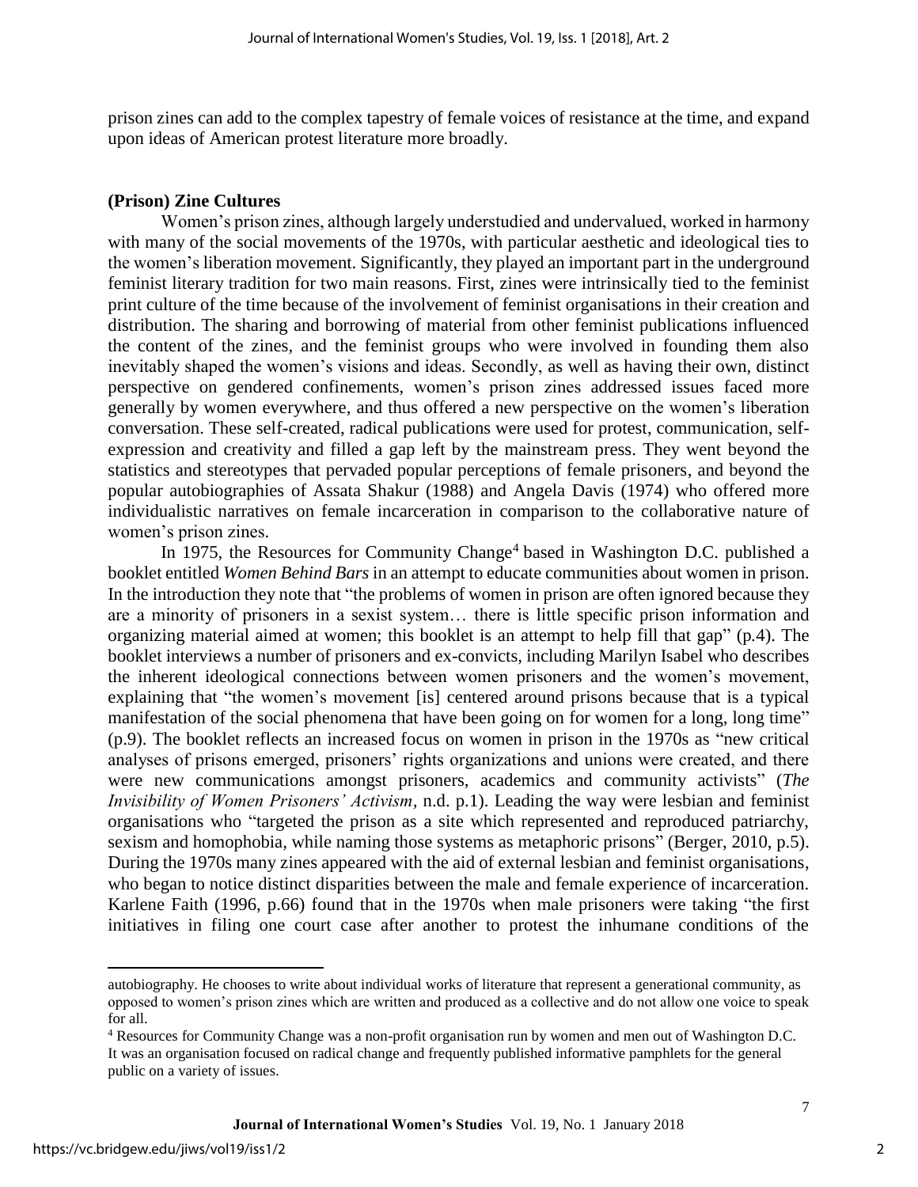prison zines can add to the complex tapestry of female voices of resistance at the time, and expand upon ideas of American protest literature more broadly.

### (Prison) Zine Cultures

Women's prison zines, although largely understudied and undervalued, worked in harmony with many of the social movements of the 1970s, with particular aesthetic and ideological ties to the women's liberation movement. Significantly, they played an important part in the underground feminist literary tradition for two main reasons. First, zines were intrinsically tied to the feminist print culture of the time because of the involvement of feminist organisations in their creation and distribution. The sharing and borrowing of material from other feminist publications influenced the content of the zines, and the feminist groups who were involved in founding them also inevitably shaped the women's visions and ideas. Secondly, as well as having their own, distinct perspective on gendered confinements, women's prison zines addressed issues faced more generally by women everywhere, and thus offered a new perspective on the women's liberation conversation. These self-created, radical publications were used for protest, communication, self-expression and creativity and filled a gap left by the mainstream press. They went beyond the statistics and stereotypes that pervaded popular perceptions of female prisoners, and beyond the popular autobiographies of Assata Shakur (1988) and Angela Davis (1974) who offered more individualistic narratives on female incarceration in comparison to the collaborative nature of women's prison zines.

In 1975, the Resources for Community Change[4] based in Washington D.C. published a booklet entitled *Women Behind Bars* in an attempt to educate communities about women in prison. In the introduction they note that "the problems of women in prison are often ignored because they are a minority of prisoners in a sexist system… there is little specific prison information and organizing material aimed at women; this booklet is an attempt to help fill that gap" (p.4). The booklet interviews a number of prisoners and ex-convicts, including Marilyn Isabel who describes the inherent ideological connections between women prisoners and the women's movement, explaining that "the women's movement [is] centered around prisons because that is a typical manifestation of the social phenomena that have been going on for women for a long, long time" (p.9). The booklet reflects an increased focus on women in prison in the 1970s as "new critical analyses of prisons emerged, prisoners' rights organizations and unions were created, and there were new communications amongst prisoners, academics and community activists" (*The Invisibility of Women Prisoners' Activism*, n.d. p.1). Leading the way were lesbian and feminist organisations who "targeted the prison as a site which represented and reproduced patriarchy, sexism and homophobia, while naming those systems as metaphoric prisons" (Berger, 2010, p.5). During the 1970s many zines appeared with the aid of external lesbian and feminist organisations, who began to notice distinct disparities between the male and female experience of incarceration. Karlene Faith (1996, p.66) found that in the 1970s when male prisoners were taking "the first initiatives in filing one court case after another to protest the inhumane conditions of the

---

autobiography. He chooses to write about individual works of literature that represent a generational community, as opposed to women's prison zines which are written and produced as a collective and do not allow one voice to speak for all.

[4] Resources for Community Change was a non-profit organisation run by women and men out of Washington D.C. It was an organisation focused on radical change and frequently published informative pamphlets for the general public on a variety of issues.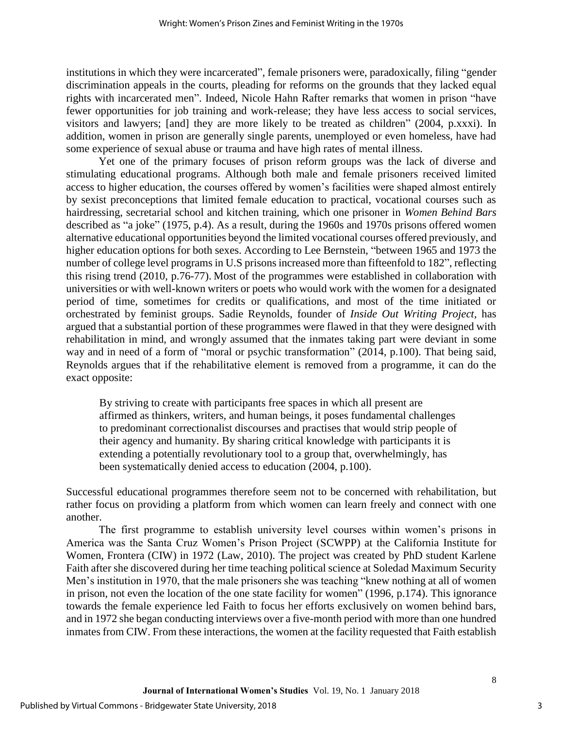institutions in which they were incarcerated", female prisoners were, paradoxically, filing "gender discrimination appeals in the courts, pleading for reforms on the grounds that they lacked equal rights with incarcerated men". Indeed, Nicole Hahn Rafter remarks that women in prison "have fewer opportunities for job training and work-release; they have less access to social services, visitors and lawyers; [and] they are more likely to be treated as children" (2004, p.xxxi). In addition, women in prison are generally single parents, unemployed or even homeless, have had some experience of sexual abuse or trauma and have high rates of mental illness.

Yet one of the primary focuses of prison reform groups was the lack of diverse and stimulating educational programs. Although both male and female prisoners received limited access to higher education, the courses offered by women's facilities were shaped almost entirely by sexist preconceptions that limited female education to practical, vocational courses such as hairdressing, secretarial school and kitchen training, which one prisoner in *Women Behind Bars* described as "a joke" (1975, p.4). As a result, during the 1960s and 1970s prisons offered women alternative educational opportunities beyond the limited vocational courses offered previously, and higher education options for both sexes. According to Lee Bernstein, "between 1965 and 1973 the number of college level programs in U.S prisons increased more than fifteenfold to 182", reflecting this rising trend (2010, p.76-77). Most of the programmes were established in collaboration with universities or with well-known writers or poets who would work with the women for a designated period of time, sometimes for credits or qualifications, and most of the time initiated or orchestrated by feminist groups. Sadie Reynolds, founder of *Inside Out Writing Project*, has argued that a substantial portion of these programmes were flawed in that they were designed with rehabilitation in mind, and wrongly assumed that the inmates taking part were deviant in some way and in need of a form of "moral or psychic transformation" (2014, p.100). That being said, Reynolds argues that if the rehabilitative element is removed from a programme, it can do the exact opposite:

> By striving to create with participants free spaces in which all present are affirmed as thinkers, writers, and human beings, it poses fundamental challenges to predominant correctionalist discourses and practises that would strip people of their agency and humanity. By sharing critical knowledge with participants it is extending a potentially revolutionary tool to a group that, overwhelmingly, has been systematically denied access to education (2004, p.100).

Successful educational programmes therefore seem not to be concerned with rehabilitation, but rather focus on providing a platform from which women can learn freely and connect with one another.

The first programme to establish university level courses within women's prisons in America was the Santa Cruz Women's Prison Project (SCWPP) at the California Institute for Women, Frontera (CIW) in 1972 (Law, 2010). The project was created by PhD student Karlene Faith after she discovered during her time teaching political science at Soledad Maximum Security Men's institution in 1970, that the male prisoners she was teaching "knew nothing at all of women in prison, not even the location of the one state facility for women" (1996, p.174). This ignorance towards the female experience led Faith to focus her efforts exclusively on women behind bars, and in 1972 she began conducting interviews over a five-month period with more than one hundred inmates from CIW. From these interactions, the women at the facility requested that Faith establish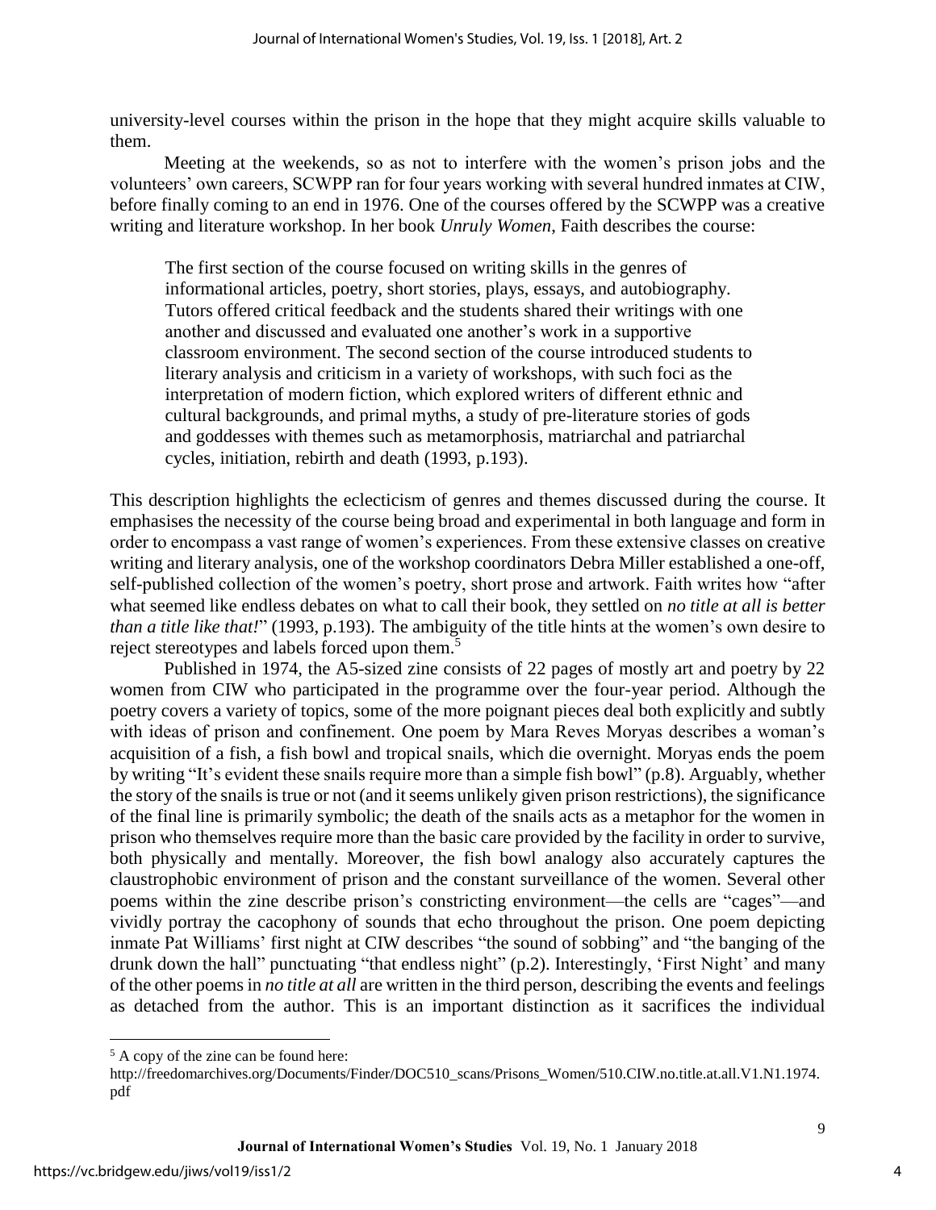university-level courses within the prison in the hope that they might acquire skills valuable to them.

Meeting at the weekends, so as not to interfere with the women's prison jobs and the volunteers' own careers, SCWPP ran for four years working with several hundred inmates at CIW, before finally coming to an end in 1976. One of the courses offered by the SCWPP was a creative writing and literature workshop. In her book *Unruly Women*, Faith describes the course:

> The first section of the course focused on writing skills in the genres of informational articles, poetry, short stories, plays, essays, and autobiography. Tutors offered critical feedback and the students shared their writings with one another and discussed and evaluated one another's work in a supportive classroom environment. The second section of the course introduced students to literary analysis and criticism in a variety of workshops, with such foci as the interpretation of modern fiction, which explored writers of different ethnic and cultural backgrounds, and primal myths, a study of pre-literature stories of gods and goddesses with themes such as metamorphosis, matriarchal and patriarchal cycles, initiation, rebirth and death (1993, p.193).

This description highlights the eclecticism of genres and themes discussed during the course. It emphasises the necessity of the course being broad and experimental in both language and form in order to encompass a vast range of women's experiences. From these extensive classes on creative writing and literary analysis, one of the workshop coordinators Debra Miller established a one-off, self-published collection of the women's poetry, short prose and artwork. Faith writes how "after what seemed like endless debates on what to call their book, they settled on *no title at all is better than a title like that!*" (1993, p.193). The ambiguity of the title hints at the women's own desire to reject stereotypes and labels forced upon them.[5]

Published in 1974, the A5-sized zine consists of 22 pages of mostly art and poetry by 22 women from CIW who participated in the programme over the four-year period. Although the poetry covers a variety of topics, some of the more poignant pieces deal both explicitly and subtly with ideas of prison and confinement. One poem by Mara Reves Moryas describes a woman's acquisition of a fish, a fish bowl and tropical snails, which die overnight. Moryas ends the poem by writing "It's evident these snails require more than a simple fish bowl" (p.8). Arguably, whether the story of the snails is true or not (and it seems unlikely given prison restrictions), the significance of the final line is primarily symbolic; the death of the snails acts as a metaphor for the women in prison who themselves require more than the basic care provided by the facility in order to survive, both physically and mentally. Moreover, the fish bowl analogy also accurately captures the claustrophobic environment of prison and the constant surveillance of the women. Several other poems within the zine describe prison's constricting environment—the cells are "cages"—and vividly portray the cacophony of sounds that echo throughout the prison. One poem depicting inmate Pat Williams' first night at CIW describes "the sound of sobbing" and "the banging of the drunk down the hall" punctuating "that endless night" (p.2). Interestingly, 'First Night' and many of the other poems in *no title at all* are written in the third person, describing the events and feelings as detached from the author. This is an important distinction as it sacrifices the individual

---

[5] A copy of the zine can be found here: http://freedomarchives.org/Documents/Finder/DOC510_scans/Prisons_Women/510.CIW.no.title.at.all.V1.N1.1974.pdf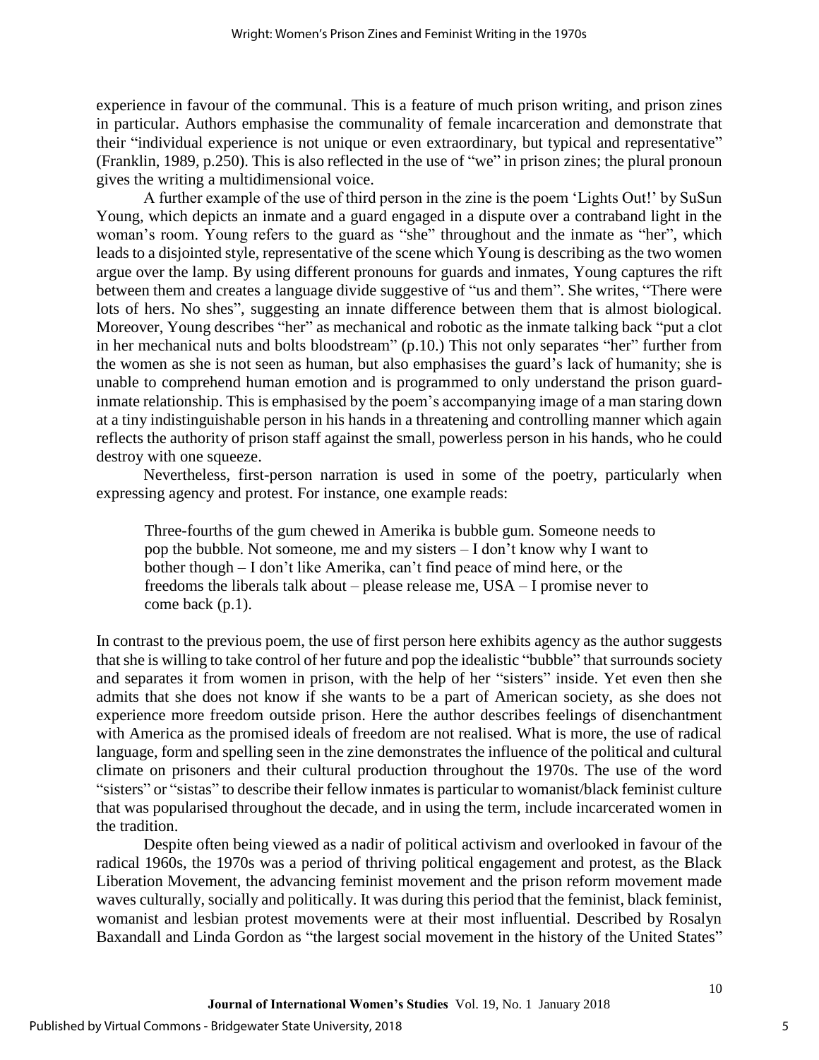experience in favour of the communal. This is a feature of much prison writing, and prison zines in particular. Authors emphasise the communality of female incarceration and demonstrate that their "individual experience is not unique or even extraordinary, but typical and representative" (Franklin, 1989, p.250). This is also reflected in the use of "we" in prison zines; the plural pronoun gives the writing a multidimensional voice.

A further example of the use of third person in the zine is the poem 'Lights Out!' by SuSun Young, which depicts an inmate and a guard engaged in a dispute over a contraband light in the woman's room. Young refers to the guard as "she" throughout and the inmate as "her", which leads to a disjointed style, representative of the scene which Young is describing as the two women argue over the lamp. By using different pronouns for guards and inmates, Young captures the rift between them and creates a language divide suggestive of "us and them". She writes, "There were lots of hers. No shes", suggesting an innate difference between them that is almost biological. Moreover, Young describes "her" as mechanical and robotic as the inmate talking back "put a clot in her mechanical nuts and bolts bloodstream" (p.10.) This not only separates "her" further from the women as she is not seen as human, but also emphasises the guard's lack of humanity; she is unable to comprehend human emotion and is programmed to only understand the prison guard-inmate relationship. This is emphasised by the poem's accompanying image of a man staring down at a tiny indistinguishable person in his hands in a threatening and controlling manner which again reflects the authority of prison staff against the small, powerless person in his hands, who he could destroy with one squeeze.

Nevertheless, first-person narration is used in some of the poetry, particularly when expressing agency and protest. For instance, one example reads:

> Three-fourths of the gum chewed in Amerika is bubble gum. Someone needs to pop the bubble. Not someone, me and my sisters – I don't know why I want to bother though – I don't like Amerika, can't find peace of mind here, or the freedoms the liberals talk about – please release me, USA – I promise never to come back (p.1).

In contrast to the previous poem, the use of first person here exhibits agency as the author suggests that she is willing to take control of her future and pop the idealistic "bubble" that surrounds society and separates it from women in prison, with the help of her "sisters" inside. Yet even then she admits that she does not know if she wants to be a part of American society, as she does not experience more freedom outside prison. Here the author describes feelings of disenchantment with America as the promised ideals of freedom are not realised. What is more, the use of radical language, form and spelling seen in the zine demonstrates the influence of the political and cultural climate on prisoners and their cultural production throughout the 1970s. The use of the word "sisters" or "sistas" to describe their fellow inmates is particular to womanist/black feminist culture that was popularised throughout the decade, and in using the term, include incarcerated women in the tradition.

Despite often being viewed as a nadir of political activism and overlooked in favour of the radical 1960s, the 1970s was a period of thriving political engagement and protest, as the Black Liberation Movement, the advancing feminist movement and the prison reform movement made waves culturally, socially and politically. It was during this period that the feminist, black feminist, womanist and lesbian protest movements were at their most influential. Described by Rosalyn Baxandall and Linda Gordon as "the largest social movement in the history of the United States"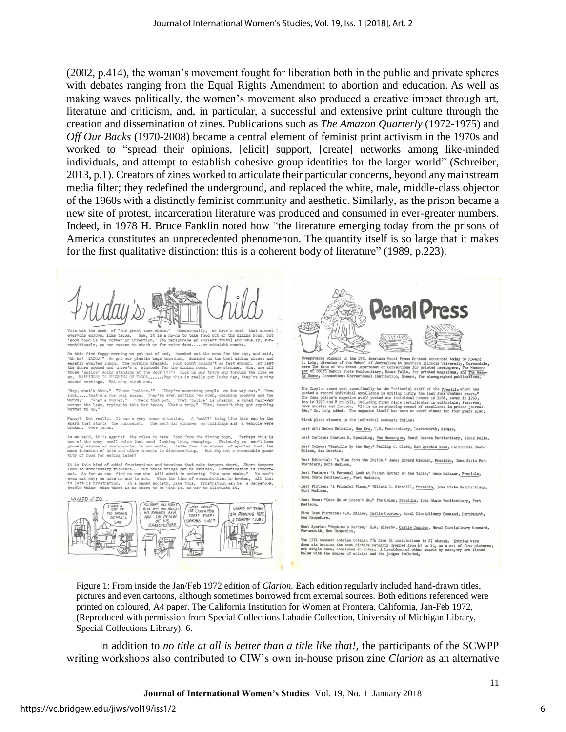(2002, p.414), the woman's movement fought for liberation both in the public and private spheres with debates ranging from the Equal Rights Amendment to abortion and education. As well as making waves politically, the women's movement also produced a creative impact through art, literature and criticism, and, in particular, a successful and extensive print culture through the creation and dissemination of zines. Publications such as *The Amazon Quarterly* (1972-1975) and *Off Our Backs* (1970-2008) became a central element of feminist print activism in the 1970s and worked to "spread their opinions, [elicit] support, [create] networks among like-minded individuals, and attempt to establish cohesive group identities for the larger world" (Schreiber, 2013, p.1). Creators of zines worked to articulate their particular concerns, beyond any mainstream media filter; they redefined the underground, and replaced the white, male, middle-class objector of the 1960s with a distinctly feminist community and aesthetic. Similarly, as the prison became a new site of protest, incarceration literature was produced and consumed in ever-greater numbers. Indeed, in 1978 H. Bruce Fanklin noted how "the literature emerging today from the prisons of America constitutes an unprecedented phenomenon. The quantity itself is so large that it makes for the first qualitative distinction: this is a coherent body of literature" (1989, p.223).

Figure 1: From inside the Jan/Feb 1972 edition of *Clarion.* Each edition regularly included hand-drawn titles, pictures and even cartoons, although sometimes borrowed from external sources. Both editions referenced were printed on coloured, A4 paper. The California Institution for Women at Frontera, California, Jan-Feb 1972, (Reproduced with permission from Special Collections Labadie Collection, University of Michigan Library, Special Collections Library), 6.

In addition to *no title at all is better than a title like that!*, the participants of the SCWPP writing workshops also contributed to CIW's own in-house prison zine *Clarion* as an alternative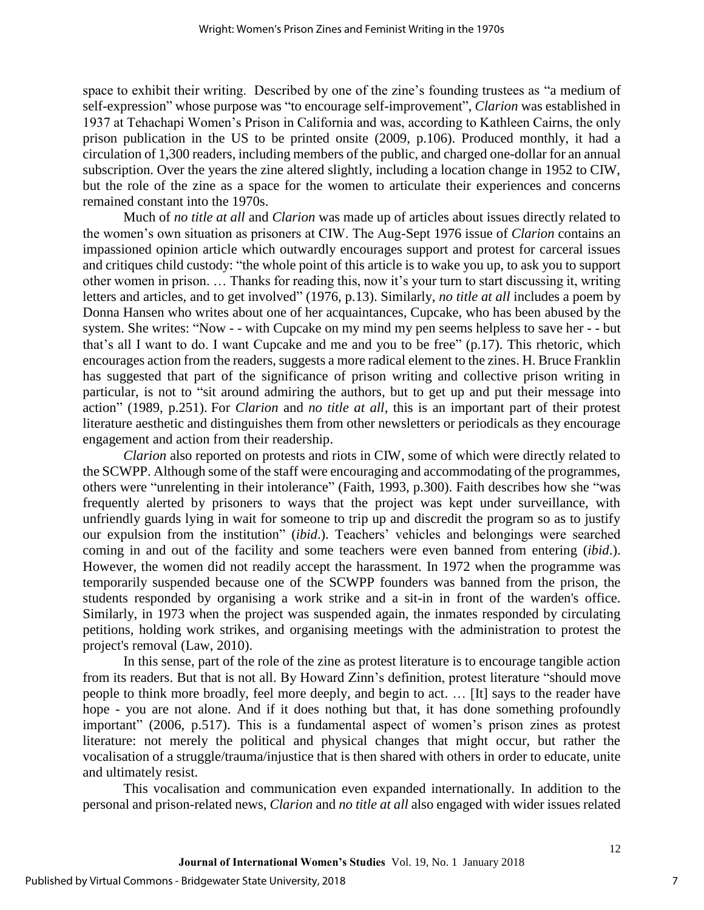space to exhibit their writing. Described by one of the zine's founding trustees as "a medium of self-expression" whose purpose was "to encourage self-improvement", *Clarion* was established in 1937 at Tehachapi Women's Prison in California and was, according to Kathleen Cairns, the only prison publication in the US to be printed onsite (2009, p.106). Produced monthly, it had a circulation of 1,300 readers, including members of the public, and charged one-dollar for an annual subscription. Over the years the zine altered slightly, including a location change in 1952 to CIW, but the role of the zine as a space for the women to articulate their experiences and concerns remained constant into the 1970s.

Much of *no title at all* and *Clarion* was made up of articles about issues directly related to the women's own situation as prisoners at CIW. The Aug-Sept 1976 issue of *Clarion* contains an impassioned opinion article which outwardly encourages support and protest for carceral issues and critiques child custody: "the whole point of this article is to wake you up, to ask you to support other women in prison. … Thanks for reading this, now it's your turn to start discussing it, writing letters and articles, and to get involved" (1976, p.13). Similarly, *no title at all* includes a poem by Donna Hansen who writes about one of her acquaintances, Cupcake, who has been abused by the system. She writes: "Now - - with Cupcake on my mind my pen seems helpless to save her - - but that's all I want to do. I want Cupcake and me and you to be free" (p.17). This rhetoric, which encourages action from the readers, suggests a more radical element to the zines. H. Bruce Franklin has suggested that part of the significance of prison writing and collective prison writing in particular, is not to "sit around admiring the authors, but to get up and put their message into action" (1989, p.251). For *Clarion* and *no title at all*, this is an important part of their protest literature aesthetic and distinguishes them from other newsletters or periodicals as they encourage engagement and action from their readership.

*Clarion* also reported on protests and riots in CIW, some of which were directly related to the SCWPP. Although some of the staff were encouraging and accommodating of the programmes, others were "unrelenting in their intolerance" (Faith, 1993, p.300). Faith describes how she "was frequently alerted by prisoners to ways that the project was kept under surveillance, with unfriendly guards lying in wait for someone to trip up and discredit the program so as to justify our expulsion from the institution" (*ibid*.). Teachers' vehicles and belongings were searched coming in and out of the facility and some teachers were even banned from entering (*ibid*.). However, the women did not readily accept the harassment. In 1972 when the programme was temporarily suspended because one of the SCWPP founders was banned from the prison, the students responded by organising a work strike and a sit-in in front of the warden's office. Similarly, in 1973 when the project was suspended again, the inmates responded by circulating petitions, holding work strikes, and organising meetings with the administration to protest the project's removal (Law, 2010).

In this sense, part of the role of the zine as protest literature is to encourage tangible action from its readers. But that is not all. By Howard Zinn's definition, protest literature "should move people to think more broadly, feel more deeply, and begin to act. … [It] says to the reader have hope - you are not alone. And if it does nothing but that, it has done something profoundly important" (2006, p.517). This is a fundamental aspect of women's prison zines as protest literature: not merely the political and physical changes that might occur, but rather the vocalisation of a struggle/trauma/injustice that is then shared with others in order to educate, unite and ultimately resist.

This vocalisation and communication even expanded internationally. In addition to the personal and prison-related news, *Clarion* and *no title at all* also engaged with wider issues related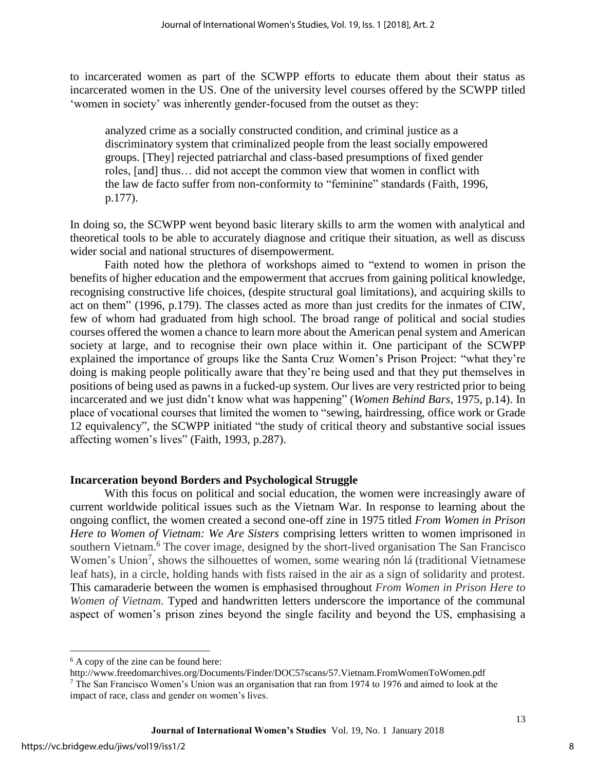to incarcerated women as part of the SCWPP efforts to educate them about their status as incarcerated women in the US. One of the university level courses offered by the SCWPP titled 'women in society' was inherently gender-focused from the outset as they:

> analyzed crime as a socially constructed condition, and criminal justice as a discriminatory system that criminalized people from the least socially empowered groups. [They] rejected patriarchal and class-based presumptions of fixed gender roles, [and] thus… did not accept the common view that women in conflict with the law de facto suffer from non-conformity to "feminine" standards (Faith, 1996, p.177).

In doing so, the SCWPP went beyond basic literary skills to arm the women with analytical and theoretical tools to be able to accurately diagnose and critique their situation, as well as discuss wider social and national structures of disempowerment.

Faith noted how the plethora of workshops aimed to "extend to women in prison the benefits of higher education and the empowerment that accrues from gaining political knowledge, recognising constructive life choices, (despite structural goal limitations), and acquiring skills to act on them" (1996, p.179). The classes acted as more than just credits for the inmates of CIW, few of whom had graduated from high school. The broad range of political and social studies courses offered the women a chance to learn more about the American penal system and American society at large, and to recognise their own place within it. One participant of the SCWPP explained the importance of groups like the Santa Cruz Women's Prison Project: "what they're doing is making people politically aware that they're being used and that they put themselves in positions of being used as pawns in a fucked-up system. Our lives are very restricted prior to being incarcerated and we just didn't know what was happening" (*Women Behind Bars*, 1975, p.14). In place of vocational courses that limited the women to "sewing, hairdressing, office work or Grade 12 equivalency", the SCWPP initiated "the study of critical theory and substantive social issues affecting women's lives" (Faith, 1993, p.287).

## Incarceration beyond Borders and Psychological Struggle

With this focus on political and social education, the women were increasingly aware of current worldwide political issues such as the Vietnam War. In response to learning about the ongoing conflict, the women created a second one-off zine in 1975 titled *From Women in Prison Here to Women of Vietnam: We Are Sisters* comprising letters written to women imprisoned in southern Vietnam.[6] The cover image, designed by the short-lived organisation The San Francisco Women's Union[7], shows the silhouettes of women, some wearing nón lá (traditional Vietnamese leaf hats), in a circle, holding hands with fists raised in the air as a sign of solidarity and protest. This camaraderie between the women is emphasised throughout *From Women in Prison Here to Women of Vietnam*. Typed and handwritten letters underscore the importance of the communal aspect of women's prison zines beyond the single facility and beyond the US, emphasising a

---

[6] A copy of the zine can be found here: http://www.freedomarchives.org/Documents/Finder/DOC57scans/57.Vietnam.FromWomenToWomen.pdf

[7] The San Francisco Women's Union was an organisation that ran from 1974 to 1976 and aimed to look at the impact of race, class and gender on women's lives.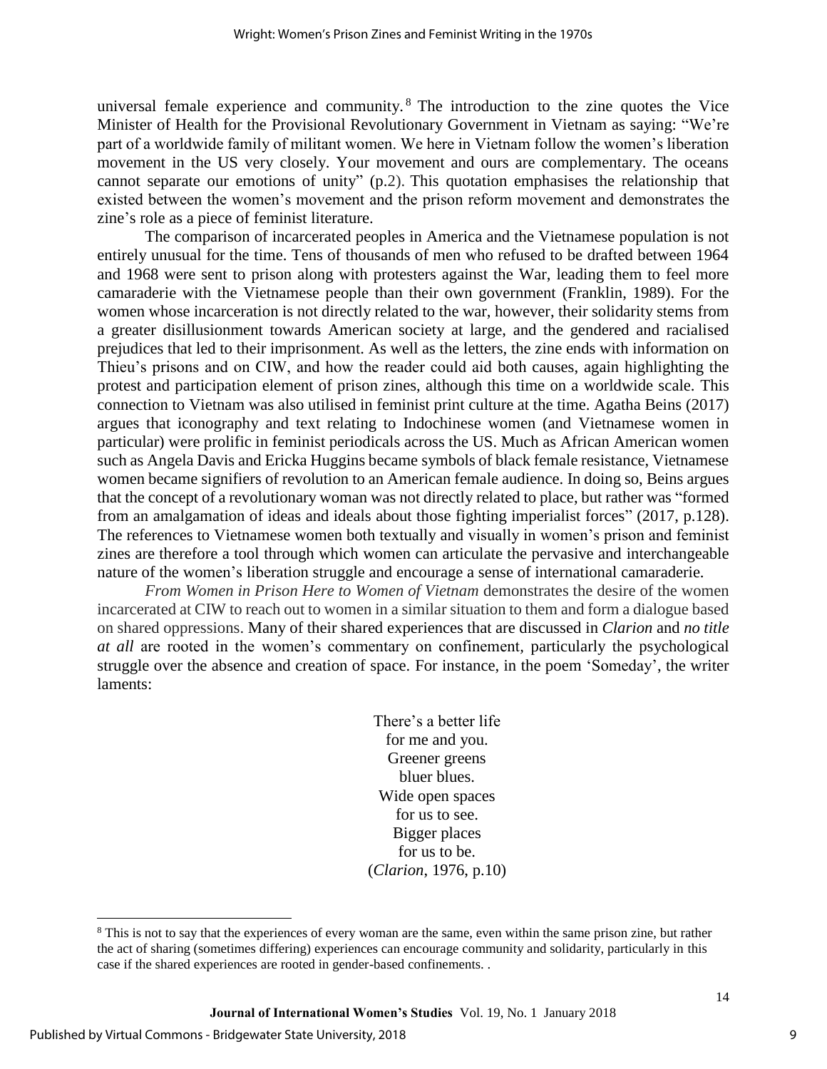universal female experience and community.[8] The introduction to the zine quotes the Vice Minister of Health for the Provisional Revolutionary Government in Vietnam as saying: "We're part of a worldwide family of militant women. We here in Vietnam follow the women's liberation movement in the US very closely. Your movement and ours are complementary. The oceans cannot separate our emotions of unity" (p.2). This quotation emphasises the relationship that existed between the women's movement and the prison reform movement and demonstrates the zine's role as a piece of feminist literature.

The comparison of incarcerated peoples in America and the Vietnamese population is not entirely unusual for the time. Tens of thousands of men who refused to be drafted between 1964 and 1968 were sent to prison along with protesters against the War, leading them to feel more camaraderie with the Vietnamese people than their own government (Franklin, 1989). For the women whose incarceration is not directly related to the war, however, their solidarity stems from a greater disillusionment towards American society at large, and the gendered and racialised prejudices that led to their imprisonment. As well as the letters, the zine ends with information on Thieu's prisons and on CIW, and how the reader could aid both causes, again highlighting the protest and participation element of prison zines, although this time on a worldwide scale. This connection to Vietnam was also utilised in feminist print culture at the time. Agatha Beins (2017) argues that iconography and text relating to Indochinese women (and Vietnamese women in particular) were prolific in feminist periodicals across the US. Much as African American women such as Angela Davis and Ericka Huggins became symbols of black female resistance, Vietnamese women became signifiers of revolution to an American female audience. In doing so, Beins argues that the concept of a revolutionary woman was not directly related to place, but rather was "formed from an amalgamation of ideas and ideals about those fighting imperialist forces" (2017, p.128). The references to Vietnamese women both textually and visually in women's prison and feminist zines are therefore a tool through which women can articulate the pervasive and interchangeable nature of the women's liberation struggle and encourage a sense of international camaraderie.

*From Women in Prison Here to Women of Vietnam* demonstrates the desire of the women incarcerated at CIW to reach out to women in a similar situation to them and form a dialogue based on shared oppressions. Many of their shared experiences that are discussed in *Clarion* and *no title at all* are rooted in the women's commentary on confinement, particularly the psychological struggle over the absence and creation of space. For instance, in the poem 'Someday', the writer laments:

> There's a better life
> for me and you.
> Greener greens
> bluer blues.
> Wide open spaces
> for us to see.
> Bigger places
> for us to be.
> (*Clarion*, 1976, p.10)

[8] This is not to say that the experiences of every woman are the same, even within the same prison zine, but rather the act of sharing (sometimes differing) experiences can encourage community and solidarity, particularly in this case if the shared experiences are rooted in gender-based confinements. .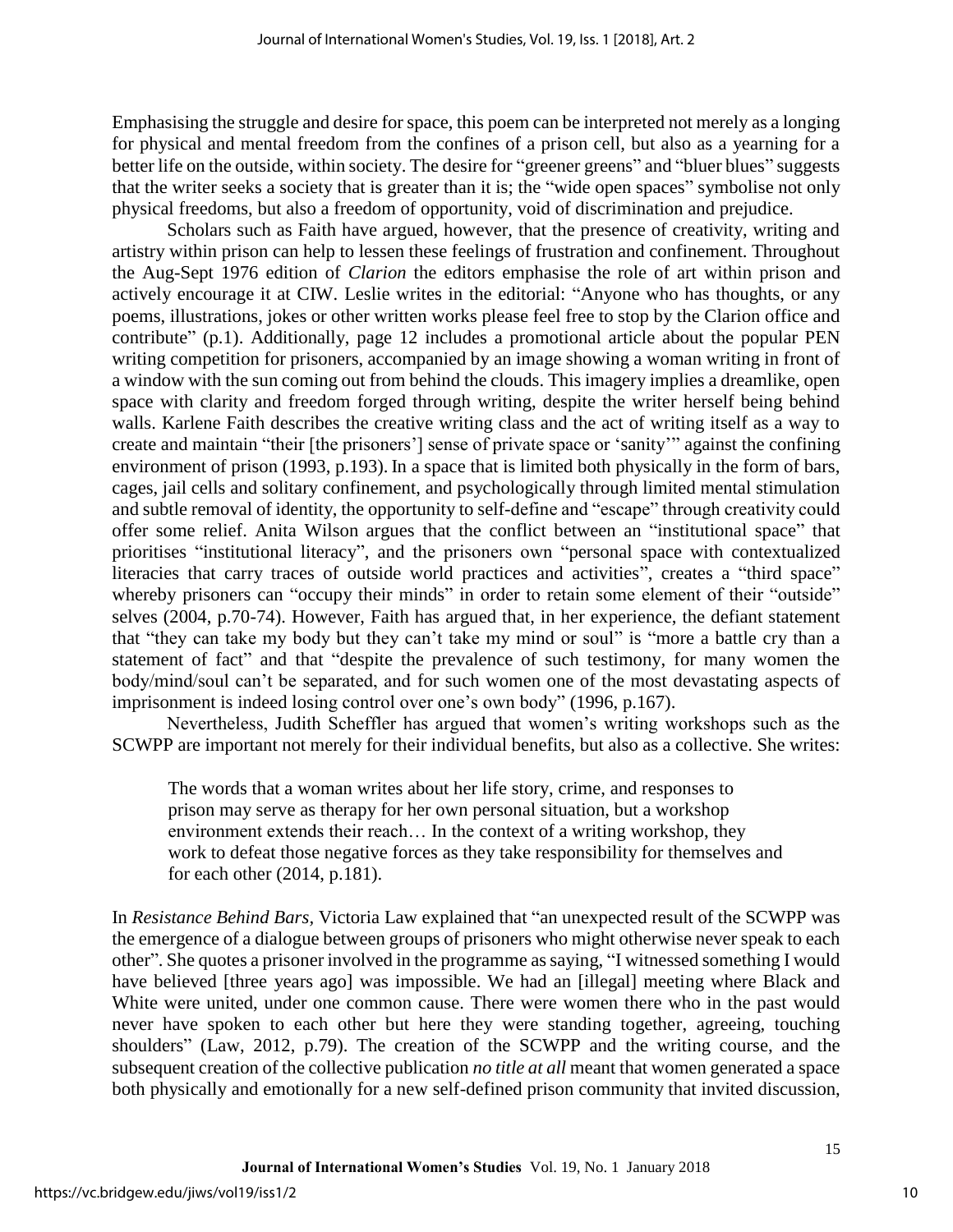Emphasising the struggle and desire for space, this poem can be interpreted not merely as a longing for physical and mental freedom from the confines of a prison cell, but also as a yearning for a better life on the outside, within society. The desire for "greener greens" and "bluer blues" suggests that the writer seeks a society that is greater than it is; the "wide open spaces" symbolise not only physical freedoms, but also a freedom of opportunity, void of discrimination and prejudice.

Scholars such as Faith have argued, however, that the presence of creativity, writing and artistry within prison can help to lessen these feelings of frustration and confinement. Throughout the Aug-Sept 1976 edition of *Clarion* the editors emphasise the role of art within prison and actively encourage it at CIW. Leslie writes in the editorial: "Anyone who has thoughts, or any poems, illustrations, jokes or other written works please feel free to stop by the Clarion office and contribute" (p.1). Additionally, page 12 includes a promotional article about the popular PEN writing competition for prisoners, accompanied by an image showing a woman writing in front of a window with the sun coming out from behind the clouds. This imagery implies a dreamlike, open space with clarity and freedom forged through writing, despite the writer herself being behind walls. Karlene Faith describes the creative writing class and the act of writing itself as a way to create and maintain "their [the prisoners'] sense of private space or 'sanity'" against the confining environment of prison (1993, p.193). In a space that is limited both physically in the form of bars, cages, jail cells and solitary confinement, and psychologically through limited mental stimulation and subtle removal of identity, the opportunity to self-define and "escape" through creativity could offer some relief. Anita Wilson argues that the conflict between an "institutional space" that prioritises "institutional literacy", and the prisoners own "personal space with contextualized literacies that carry traces of outside world practices and activities", creates a "third space" whereby prisoners can "occupy their minds" in order to retain some element of their "outside" selves (2004, p.70-74). However, Faith has argued that, in her experience, the defiant statement that "they can take my body but they can't take my mind or soul" is "more a battle cry than a statement of fact" and that "despite the prevalence of such testimony, for many women the body/mind/soul can't be separated, and for such women one of the most devastating aspects of imprisonment is indeed losing control over one's own body" (1996, p.167).

Nevertheless, Judith Scheffler has argued that women's writing workshops such as the SCWPP are important not merely for their individual benefits, but also as a collective. She writes:

> The words that a woman writes about her life story, crime, and responses to prison may serve as therapy for her own personal situation, but a workshop environment extends their reach… In the context of a writing workshop, they work to defeat those negative forces as they take responsibility for themselves and for each other (2014, p.181).

In *Resistance Behind Bars*, Victoria Law explained that "an unexpected result of the SCWPP was the emergence of a dialogue between groups of prisoners who might otherwise never speak to each other". She quotes a prisoner involved in the programme as saying, "I witnessed something I would have believed [three years ago] was impossible. We had an [illegal] meeting where Black and White were united, under one common cause. There were women there who in the past would never have spoken to each other but here they were standing together, agreeing, touching shoulders" (Law, 2012, p.79). The creation of the SCWPP and the writing course, and the subsequent creation of the collective publication *no title at all* meant that women generated a space both physically and emotionally for a new self-defined prison community that invited discussion,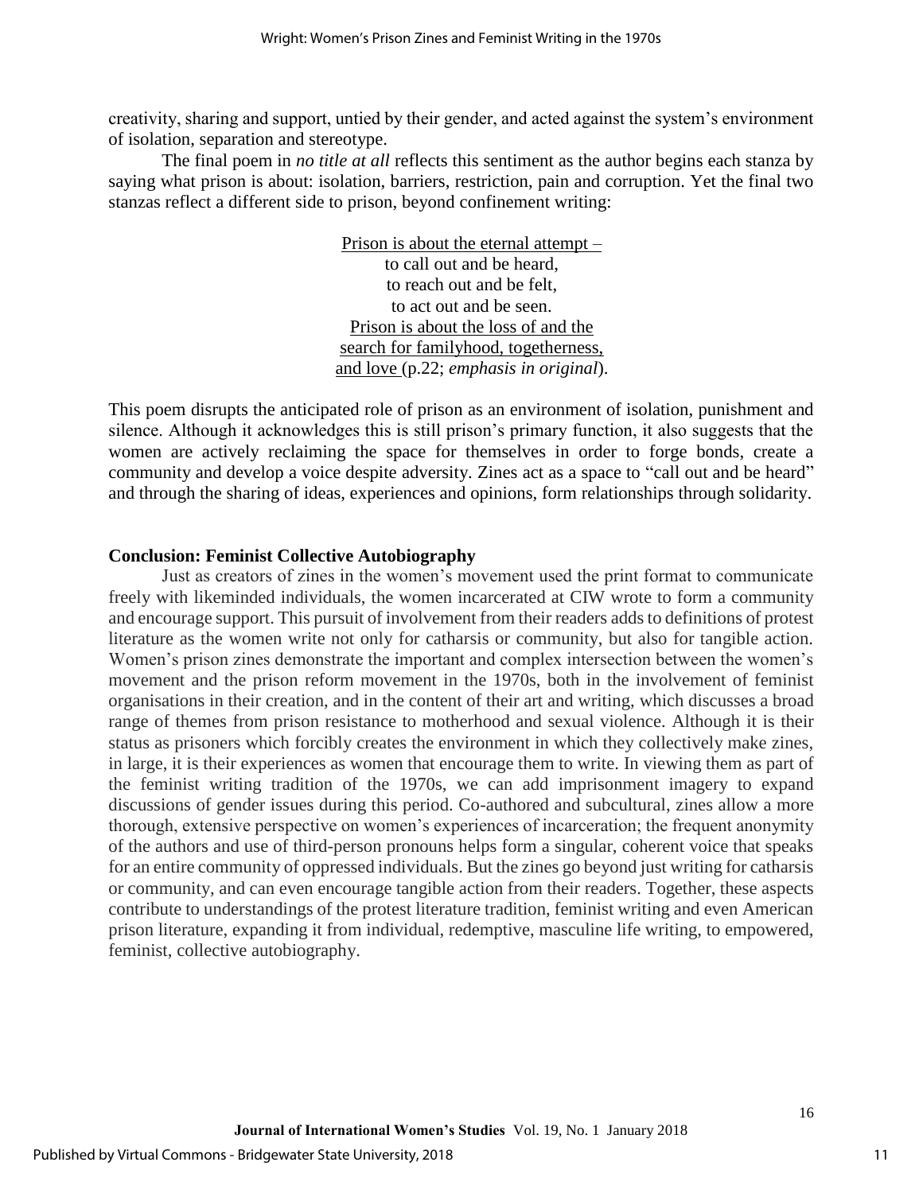creativity, sharing and support, untied by their gender, and acted against the system's environment of isolation, separation and stereotype.

The final poem in *no title at all* reflects this sentiment as the author begins each stanza by saying what prison is about: isolation, barriers, restriction, pain and corruption. Yet the final two stanzas reflect a different side to prison, beyond confinement writing:

> <u>Prison is about the eternal attempt –</u>
> to call out and be heard,
> to reach out and be felt,
> to act out and be seen.
> <u>Prison is about the loss of and the</u>
> <u>search for familyhood, togetherness,</u>
> <u>and love</u> (p.22; *emphasis in original*).

This poem disrupts the anticipated role of prison as an environment of isolation, punishment and silence. Although it acknowledges this is still prison's primary function, it also suggests that the women are actively reclaiming the space for themselves in order to forge bonds, create a community and develop a voice despite adversity. Zines act as a space to "call out and be heard" and through the sharing of ideas, experiences and opinions, form relationships through solidarity.

## Conclusion: Feminist Collective Autobiography

Just as creators of zines in the women's movement used the print format to communicate freely with likeminded individuals, the women incarcerated at CIW wrote to form a community and encourage support. This pursuit of involvement from their readers adds to definitions of protest literature as the women write not only for catharsis or community, but also for tangible action. Women's prison zines demonstrate the important and complex intersection between the women's movement and the prison reform movement in the 1970s, both in the involvement of feminist organisations in their creation, and in the content of their art and writing, which discusses a broad range of themes from prison resistance to motherhood and sexual violence. Although it is their status as prisoners which forcibly creates the environment in which they collectively make zines, in large, it is their experiences as women that encourage them to write. In viewing them as part of the feminist writing tradition of the 1970s, we can add imprisonment imagery to expand discussions of gender issues during this period. Co-authored and subcultural, zines allow a more thorough, extensive perspective on women's experiences of incarceration; the frequent anonymity of the authors and use of third-person pronouns helps form a singular, coherent voice that speaks for an entire community of oppressed individuals. But the zines go beyond just writing for catharsis or community, and can even encourage tangible action from their readers. Together, these aspects contribute to understandings of the protest literature tradition, feminist writing and even American prison literature, expanding it from individual, redemptive, masculine life writing, to empowered, feminist, collective autobiography.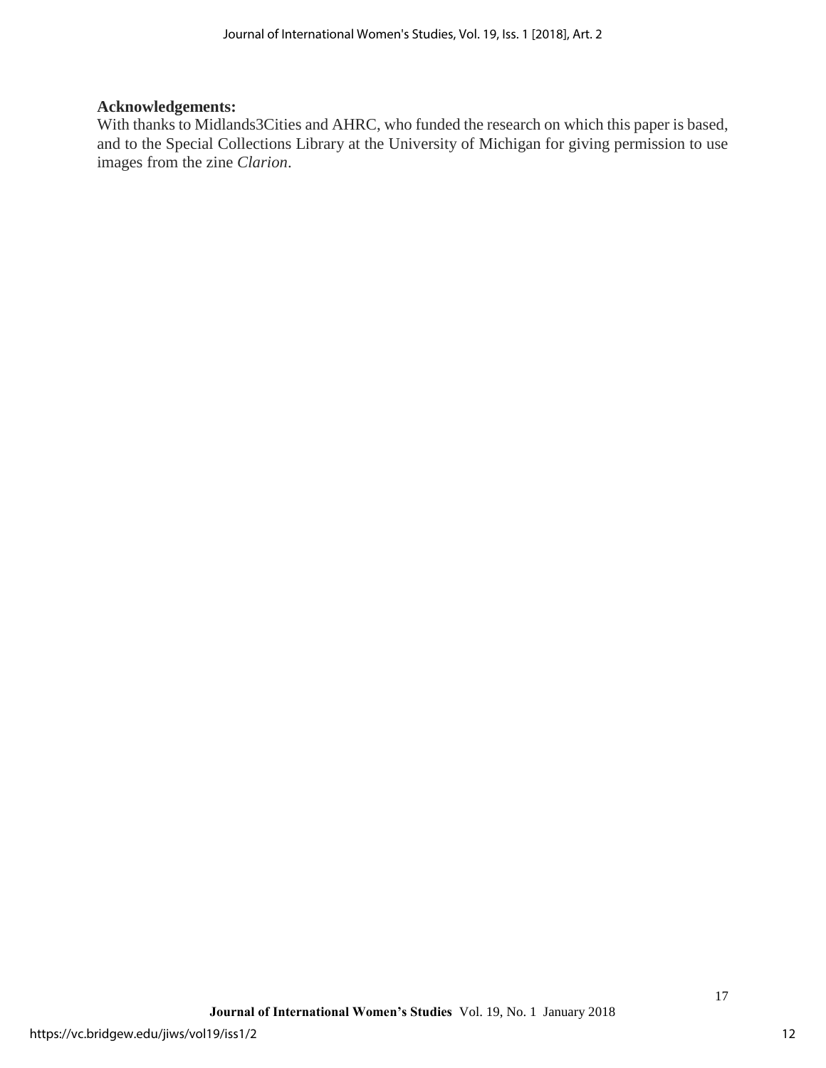**Acknowledgements:**

With thanks to Midlands3Cities and AHRC, who funded the research on which this paper is based, and to the Special Collections Library at the University of Michigan for giving permission to use images from the zine *Clarion*.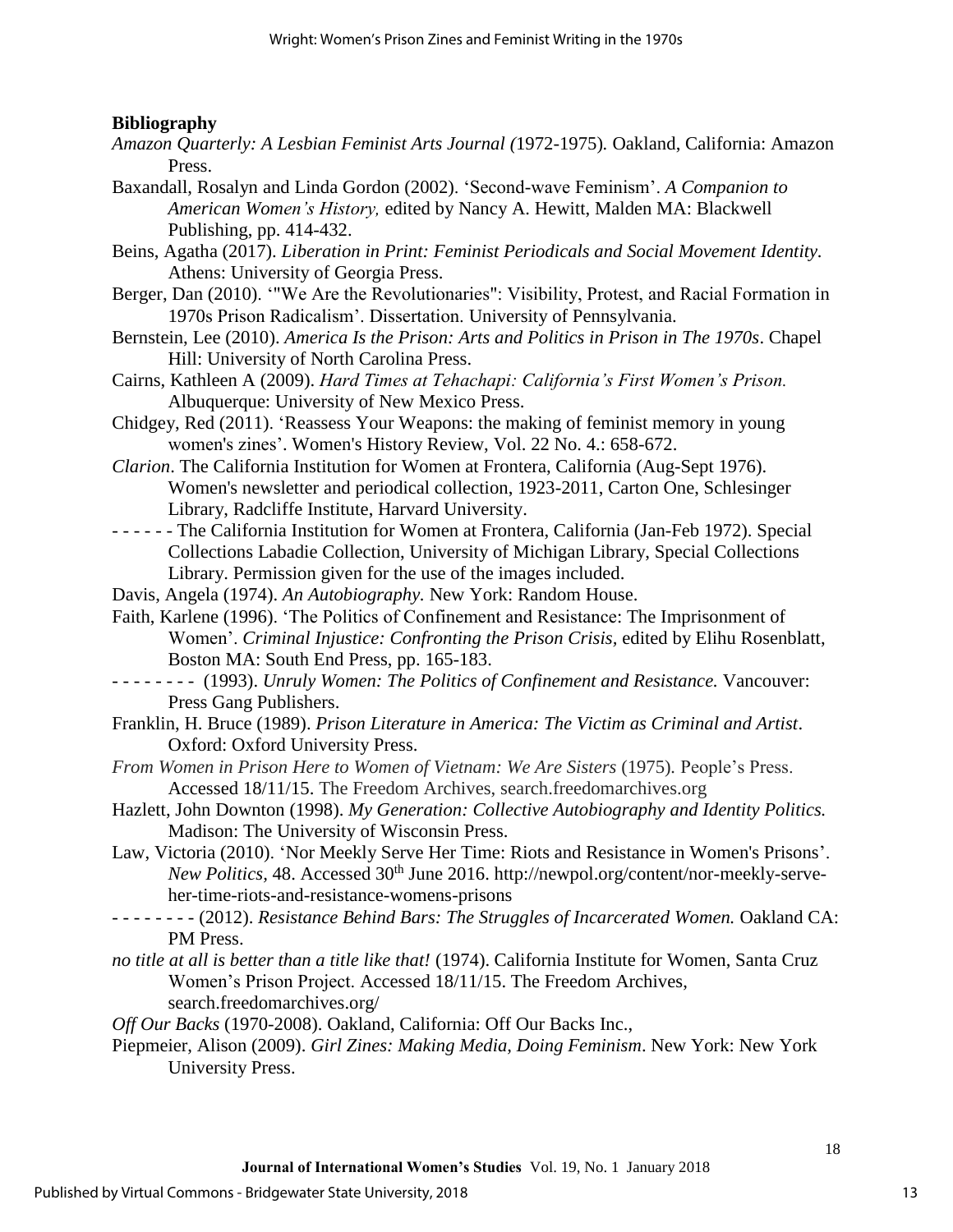**Bibliography**

*Amazon Quarterly: A Lesbian Feminist Arts Journal (*1972-1975)*.* Oakland, California: Amazon Press.

Baxandall, Rosalyn and Linda Gordon (2002). 'Second-wave Feminism'. *A Companion to American Women's History,* edited by Nancy A. Hewitt, Malden MA: Blackwell Publishing, pp. 414-432.

Beins, Agatha (2017). *Liberation in Print: Feminist Periodicals and Social Movement Identity.* Athens: University of Georgia Press.

Berger, Dan (2010). '"We Are the Revolutionaries": Visibility, Protest, and Racial Formation in 1970s Prison Radicalism'. Dissertation. University of Pennsylvania.

Bernstein, Lee (2010). *America Is the Prison: Arts and Politics in Prison in The 1970s*. Chapel Hill: University of North Carolina Press.

Cairns, Kathleen A (2009). *Hard Times at Tehachapi: California's First Women's Prison.* Albuquerque: University of New Mexico Press.

Chidgey, Red (2011). 'Reassess Your Weapons: the making of feminist memory in young women's zines'. Women's History Review, Vol. 22 No. 4.: 658-672.

*Clarion*. The California Institution for Women at Frontera, California (Aug-Sept 1976). Women's newsletter and periodical collection, 1923-2011, Carton One, Schlesinger Library, Radcliffe Institute, Harvard University.

- - - - - - The California Institution for Women at Frontera, California (Jan-Feb 1972). Special Collections Labadie Collection, University of Michigan Library, Special Collections Library. Permission given for the use of the images included.

Davis, Angela (1974). *An Autobiography.* New York: Random House.

Faith, Karlene (1996). 'The Politics of Confinement and Resistance: The Imprisonment of Women'. *Criminal Injustice: Confronting the Prison Crisis,* edited by Elihu Rosenblatt, Boston MA: South End Press, pp. 165-183.

- - - - - - - - (1993). *Unruly Women: The Politics of Confinement and Resistance.* Vancouver: Press Gang Publishers.

Franklin, H. Bruce (1989). *Prison Literature in America: The Victim as Criminal and Artist*. Oxford: Oxford University Press.

*From Women in Prison Here to Women of Vietnam: We Are Sisters* (1975)*.* People's Press. Accessed 18/11/15. The Freedom Archives, search.freedomarchives.org

Hazlett, John Downton (1998). *My Generation: Collective Autobiography and Identity Politics.* Madison: The University of Wisconsin Press.

Law, Victoria (2010). 'Nor Meekly Serve Her Time: Riots and Resistance in Women's Prisons'. *New Politics,* 48. Accessed 30th June 2016. http://newpol.org/content/nor-meekly-serve-her-time-riots-and-resistance-womens-prisons

- - - - - - - - (2012). *Resistance Behind Bars: The Struggles of Incarcerated Women.* Oakland CA: PM Press.

*no title at all is better than a title like that!* (1974). California Institute for Women, Santa Cruz Women's Prison Project. Accessed 18/11/15. The Freedom Archives, search.freedomarchives.org/

*Off Our Backs* (1970-2008). Oakland, California: Off Our Backs Inc.,

Piepmeier, Alison (2009). *Girl Zines: Making Media, Doing Feminism*. New York: New York University Press.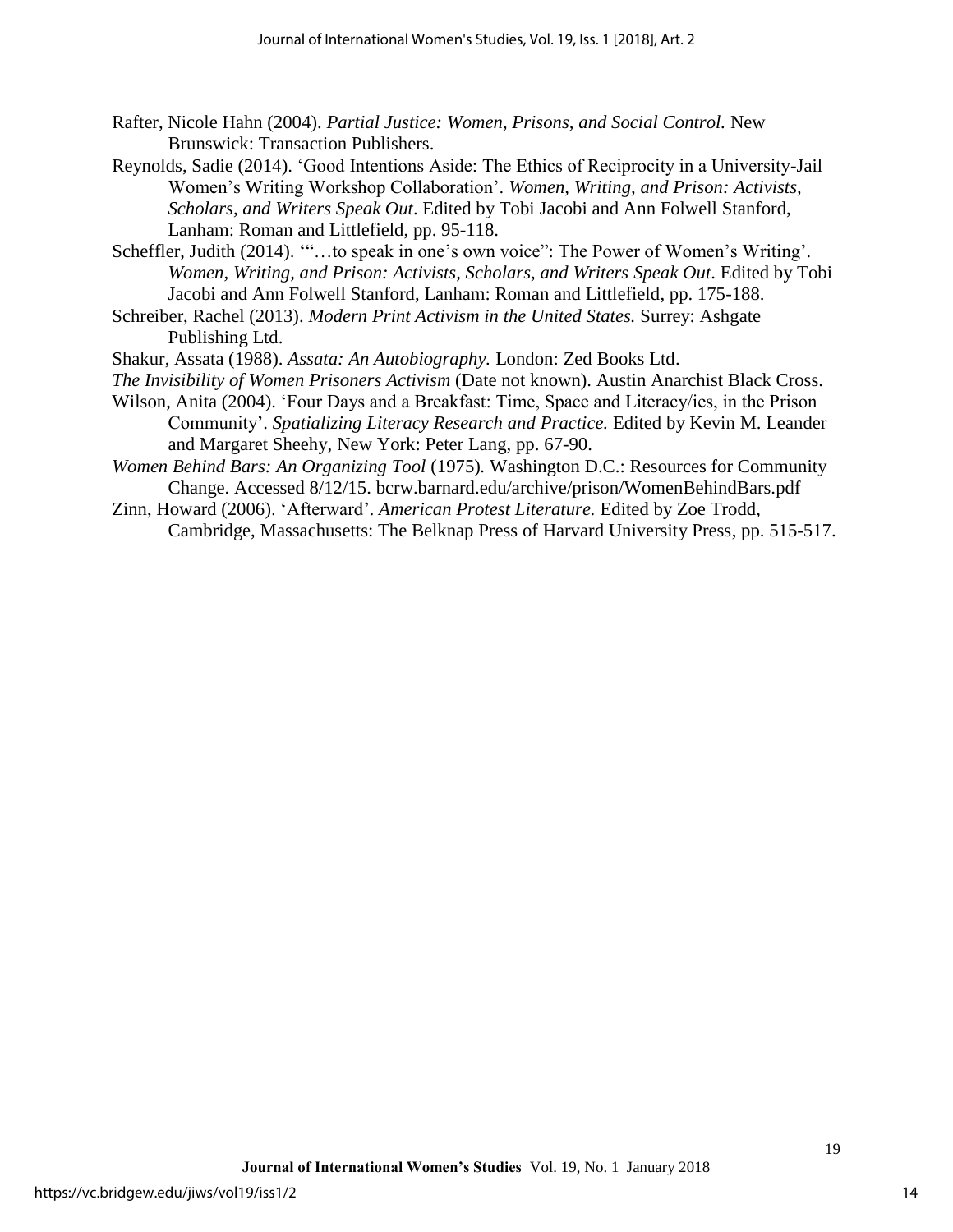Rafter, Nicole Hahn (2004). *Partial Justice: Women, Prisons, and Social Control.* New Brunswick: Transaction Publishers.

Reynolds, Sadie (2014). 'Good Intentions Aside: The Ethics of Reciprocity in a University-Jail Women's Writing Workshop Collaboration'. *Women, Writing, and Prison: Activists, Scholars, and Writers Speak Out*. Edited by Tobi Jacobi and Ann Folwell Stanford, Lanham: Roman and Littlefield, pp. 95-118.

Scheffler, Judith (2014). '"…to speak in one's own voice": The Power of Women's Writing'. *Women, Writing, and Prison: Activists, Scholars, and Writers Speak Out*. Edited by Tobi Jacobi and Ann Folwell Stanford, Lanham: Roman and Littlefield, pp. 175-188.

Schreiber, Rachel (2013). *Modern Print Activism in the United States.* Surrey: Ashgate Publishing Ltd.

Shakur, Assata (1988). *Assata: An Autobiography.* London: Zed Books Ltd.

*The Invisibility of Women Prisoners Activism* (Date not known). Austin Anarchist Black Cross.

Wilson, Anita (2004). 'Four Days and a Breakfast: Time, Space and Literacy/ies, in the Prison Community'. *Spatializing Literacy Research and Practice.* Edited by Kevin M. Leander and Margaret Sheehy, New York: Peter Lang, pp. 67-90.

*Women Behind Bars: An Organizing Tool* (1975). Washington D.C.: Resources for Community Change. Accessed 8/12/15. bcrw.barnard.edu/archive/prison/WomenBehindBars.pdf

Zinn, Howard (2006). 'Afterward'. *American Protest Literature.* Edited by Zoe Trodd, Cambridge, Massachusetts: The Belknap Press of Harvard University Press, pp. 515-517.